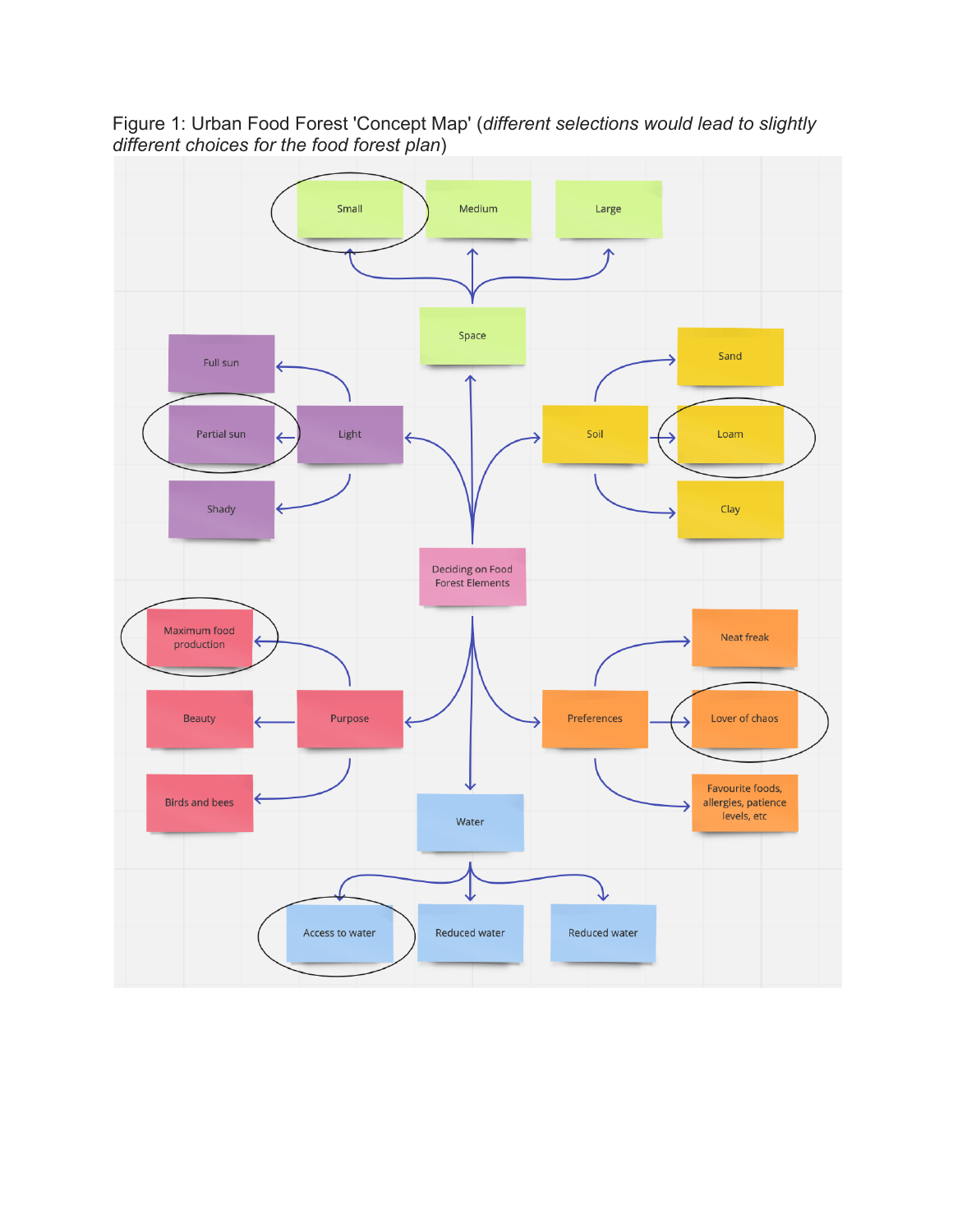Figure 1: Urban Food Forest 'Concept Map' (*different selections would lead to slightly different choices for the food forest plan*)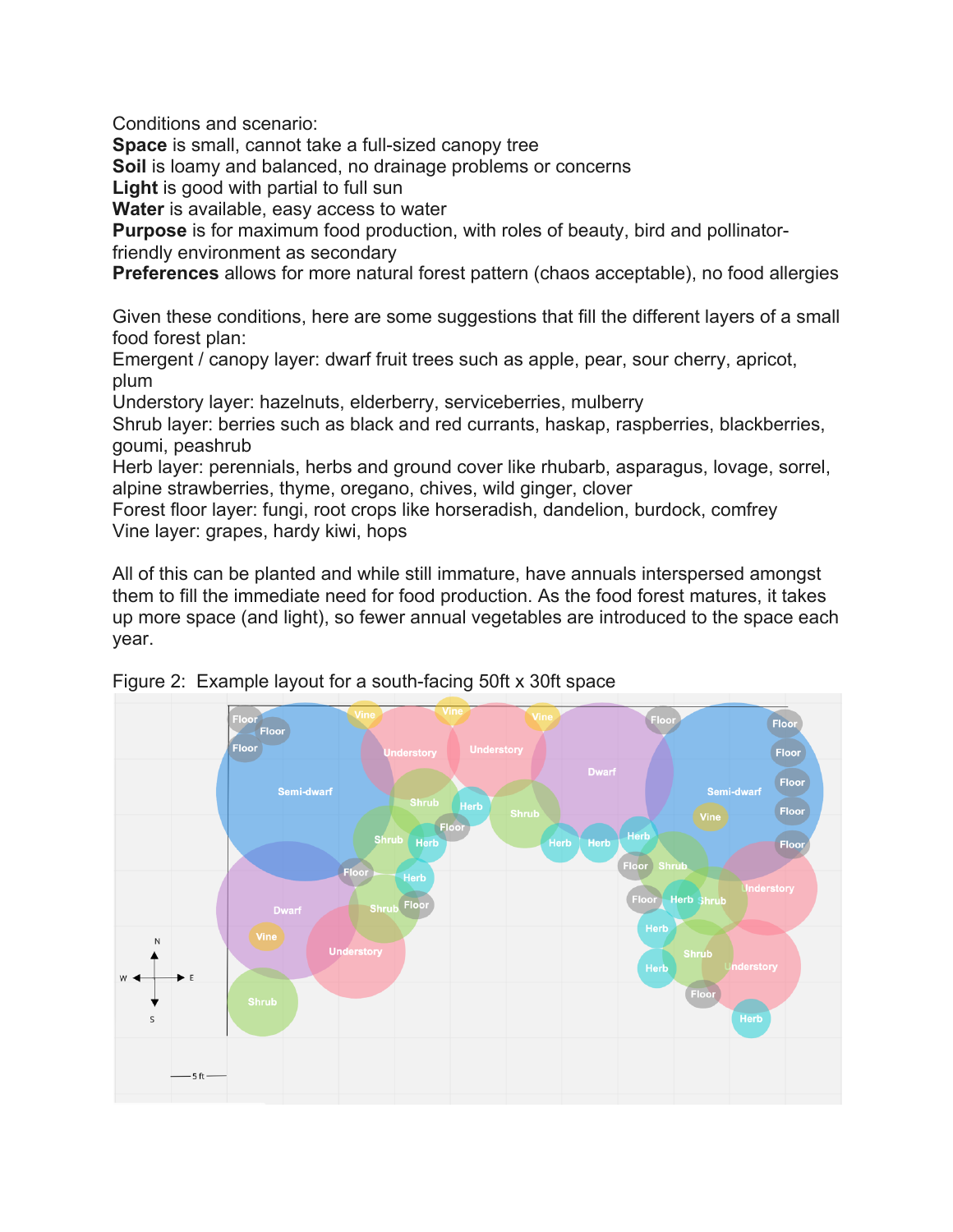Conditions and scenario:
**Space** is small, cannot take a full-sized canopy tree
**Soil** is loamy and balanced, no drainage problems or concerns
**Light** is good with partial to full sun
**Water** is available, easy access to water
**Purpose** is for maximum food production, with roles of beauty, bird and pollinator-friendly environment as secondary
**Preferences** allows for more natural forest pattern (chaos acceptable), no food allergies

Given these conditions, here are some suggestions that fill the different layers of a small food forest plan:
Emergent / canopy layer: dwarf fruit trees such as apple, pear, sour cherry, apricot, plum
Understory layer: hazelnuts, elderberry, serviceberries, mulberry
Shrub layer: berries such as black and red currants, haskap, raspberries, blackberries, goumi, peashrub
Herb layer: perennials, herbs and ground cover like rhubarb, asparagus, lovage, sorrel, alpine strawberries, thyme, oregano, chives, wild ginger, clover
Forest floor layer: fungi, root crops like horseradish, dandelion, burdock, comfrey
Vine layer: grapes, hardy kiwi, hops

All of this can be planted and while still immature, have annuals interspersed amongst them to fill the immediate need for food production. As the food forest matures, it takes up more space (and light), so fewer annual vegetables are introduced to the space each year.

Figure 2: Example layout for a south-facing 50ft x 30ft space

Floor
Floor
Floor
Vine
Vine
Vine
Understory
Understory
Floor
Floor
Dwarf
Floor
Semi-dwarf
Shrub
Herb
Shrub
Semi-dwarf
Floor
Floor
Vine
Floor
Shrub
Herb
Herb
Herb
Herb
Floor
Floor
Shrub
Floor
Herb
Understory
Shrub
Floor
Floor
Herb
Shrub
Dwarf
Herb
Vine
Understory
Shrub
Understory
Herb
Floor
Shrub
Herb

N
W
E
S

5 ft